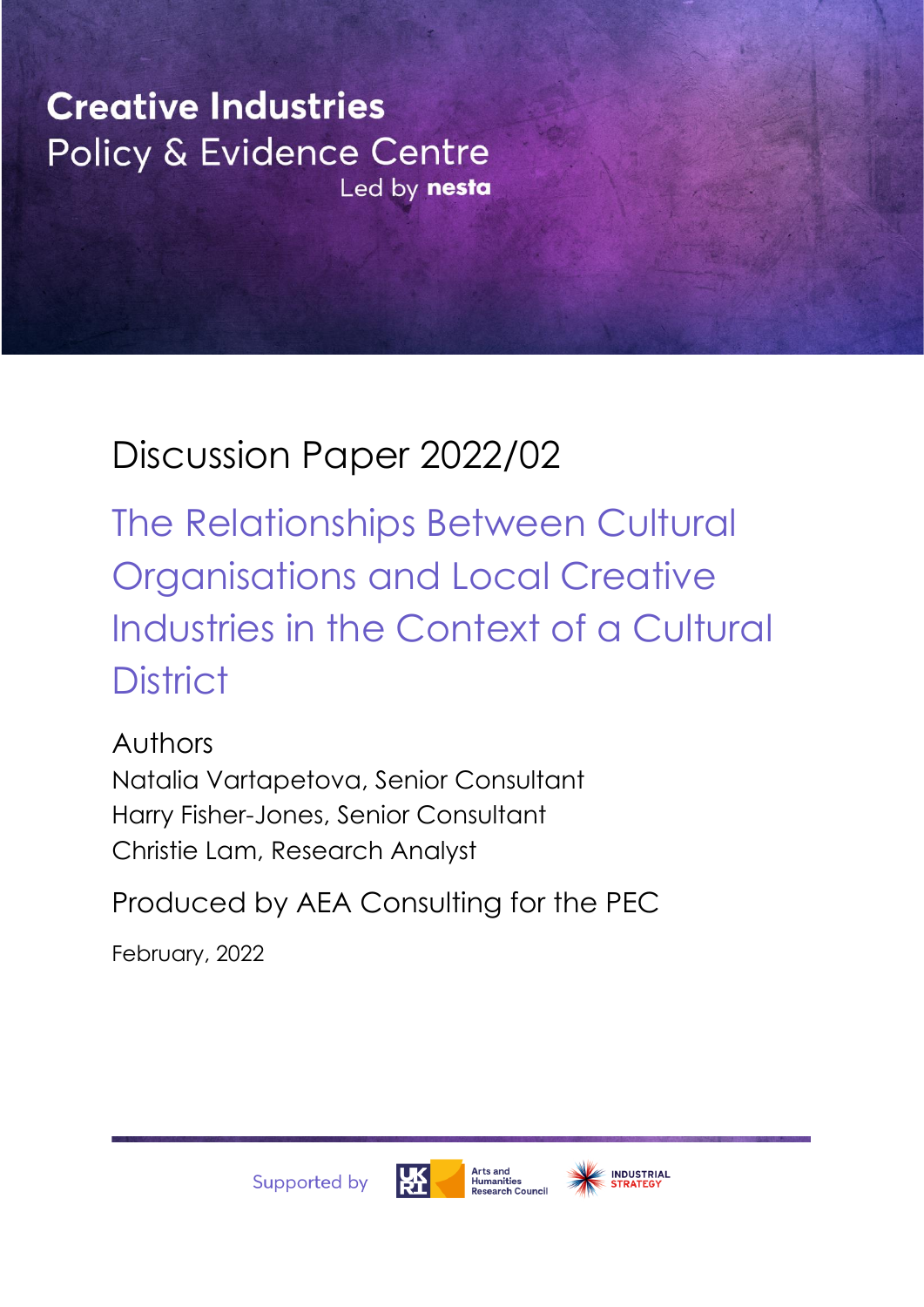Creative Industries
Policy & Evidence Centre
Led by nesta

Discussion Paper 2022/02

# The Relationships Between Cultural Organisations and Local Creative Industries in the Context of a Cultural District

Authors
Natalia Vartapetova, Senior Consultant
Harry Fisher-Jones, Senior Consultant
Christie Lam, Research Analyst

Produced by AEA Consulting for the PEC

February, 2022

Supported by UKRI Arts and Humanities Research Council, Industrial Strategy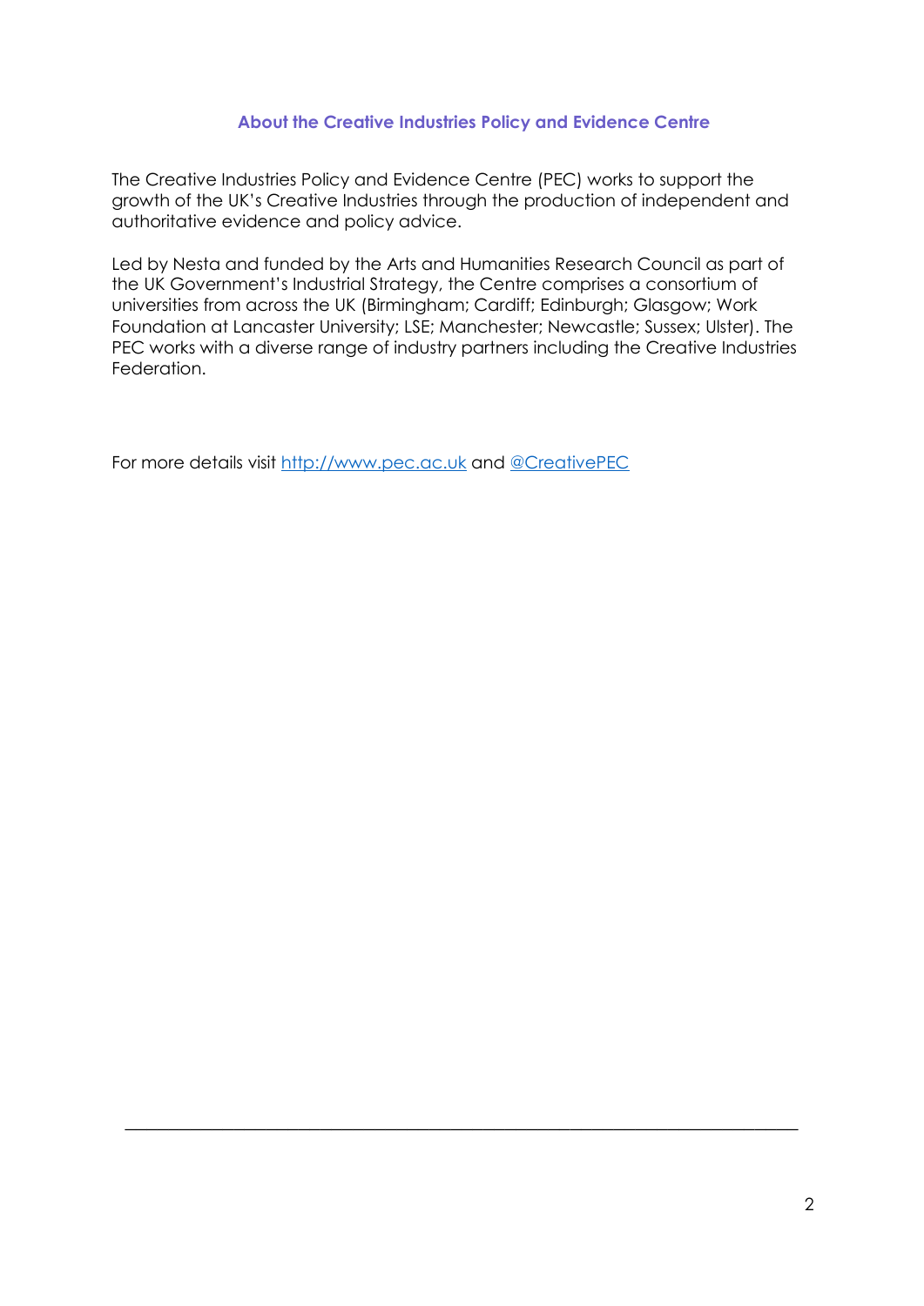## About the Creative Industries Policy and Evidence Centre

The Creative Industries Policy and Evidence Centre (PEC) works to support the growth of the UK's Creative Industries through the production of independent and authoritative evidence and policy advice.

Led by Nesta and funded by the Arts and Humanities Research Council as part of the UK Government's Industrial Strategy, the Centre comprises a consortium of universities from across the UK (Birmingham; Cardiff; Edinburgh; Glasgow; Work Foundation at Lancaster University; LSE; Manchester; Newcastle; Sussex; Ulster). The PEC works with a diverse range of industry partners including the Creative Industries Federation.

For more details visit [http://www.pec.ac.uk](http://www.pec.ac.uk) and [@CreativePEC](https://twitter.com/CreativePEC)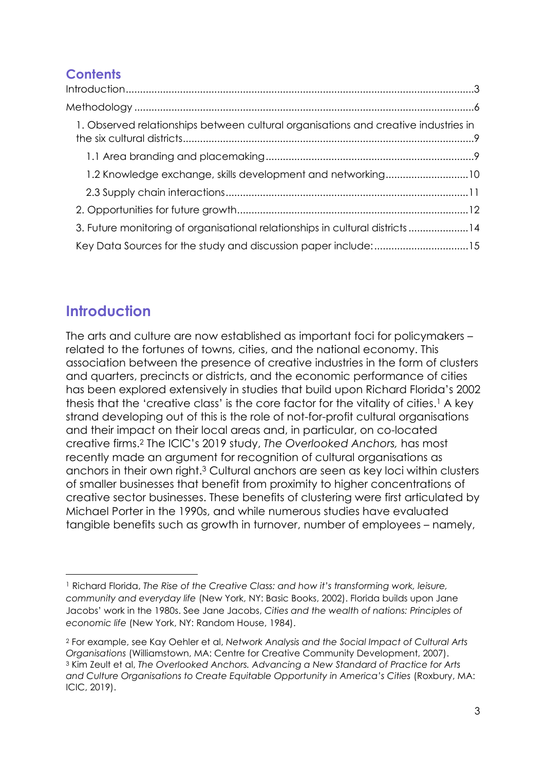## Contents

Introduction....................................................................................................................3

Methodology ....................................................................................................................6

1. Observed relationships between cultural organisations and creative industries in the six cultural districts....................................................................................................9

1.1 Area branding and placemaking.......................................................................9

1.2 Knowledge exchange, skills development and networking............................10

2.3 Supply chain interactions..................................................................................11

2. Opportunities for future growth...............................................................................12

3. Future monitoring of organisational relationships in cultural districts ....................14

Key Data Sources for the study and discussion paper include:...............................15

## Introduction

The arts and culture are now established as important foci for policymakers – related to the fortunes of towns, cities, and the national economy. This association between the presence of creative industries in the form of clusters and quarters, precincts or districts, and the economic performance of cities has been explored extensively in studies that build upon Richard Florida's 2002 thesis that the 'creative class' is the core factor for the vitality of cities.[1] A key strand developing out of this is the role of not-for-profit cultural organisations and their impact on their local areas and, in particular, on co-located creative firms.[2] The ICIC's 2019 study, *The Overlooked Anchors,* has most recently made an argument for recognition of cultural organisations as anchors in their own right.[3] Cultural anchors are seen as key loci within clusters of smaller businesses that benefit from proximity to higher concentrations of creative sector businesses. These benefits of clustering were first articulated by Michael Porter in the 1990s, and while numerous studies have evaluated tangible benefits such as growth in turnover, number of employees – namely,

---

[1] Richard Florida, *The Rise of the Creative Class: and how it's transforming work, leisure, community and everyday life* (New York, NY: Basic Books, 2002). Florida builds upon Jane Jacobs' work in the 1980s. See Jane Jacobs, *Cities and the wealth of nations: Principles of economic life* (New York, NY: Random House, 1984).

[2] For example, see Kay Oehler et al, *Network Analysis and the Social Impact of Cultural Arts Organisations* (Williamstown, MA: Centre for Creative Community Development, 2007).

[3] Kim Zeult et al, *The Overlooked Anchors. Advancing a New Standard of Practice for Arts and Culture Organisations to Create Equitable Opportunity in America's Cities* (Roxbury, MA: ICIC, 2019).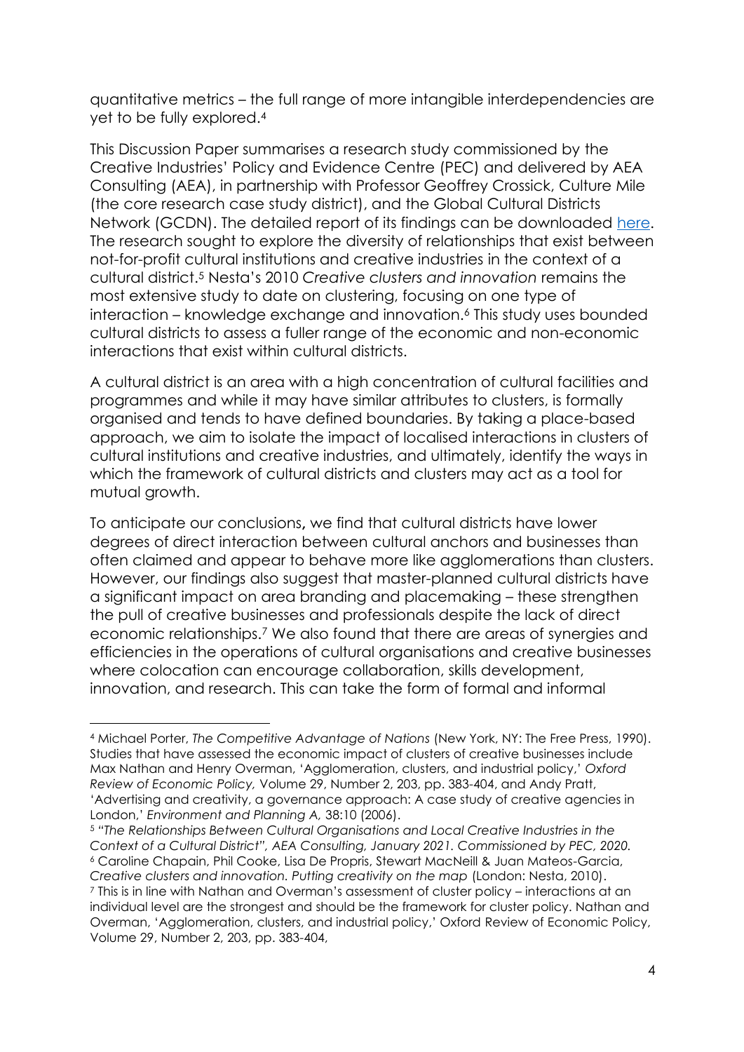quantitative metrics – the full range of more intangible interdependencies are yet to be fully explored.[4]

This Discussion Paper summarises a research study commissioned by the Creative Industries' Policy and Evidence Centre (PEC) and delivered by AEA Consulting (AEA), in partnership with Professor Geoffrey Crossick, Culture Mile (the core research case study district), and the Global Cultural Districts Network (GCDN). The detailed report of its findings can be downloaded [here](). The research sought to explore the diversity of relationships that exist between not-for-profit cultural institutions and creative industries in the context of a cultural district.[5] Nesta's 2010 *Creative clusters and innovation* remains the most extensive study to date on clustering, focusing on one type of interaction – knowledge exchange and innovation.[6] This study uses bounded cultural districts to assess a fuller range of the economic and non-economic interactions that exist within cultural districts.

A cultural district is an area with a high concentration of cultural facilities and programmes and while it may have similar attributes to clusters, is formally organised and tends to have defined boundaries. By taking a place-based approach, we aim to isolate the impact of localised interactions in clusters of cultural institutions and creative industries, and ultimately, identify the ways in which the framework of cultural districts and clusters may act as a tool for mutual growth.

To anticipate our conclusions**,** we find that cultural districts have lower degrees of direct interaction between cultural anchors and businesses than often claimed and appear to behave more like agglomerations than clusters. However, our findings also suggest that master-planned cultural districts have a significant impact on area branding and placemaking – these strengthen the pull of creative businesses and professionals despite the lack of direct economic relationships.[7] We also found that there are areas of synergies and efficiencies in the operations of cultural organisations and creative businesses where colocation can encourage collaboration, skills development, innovation, and research. This can take the form of formal and informal

---

[4] Michael Porter, *The Competitive Advantage of Nations* (New York, NY: The Free Press, 1990). Studies that have assessed the economic impact of clusters of creative businesses include Max Nathan and Henry Overman, 'Agglomeration, clusters, and industrial policy,' *Oxford Review of Economic Policy,* Volume 29, Number 2, 203, pp. 383-404, and Andy Pratt, 'Advertising and creativity, a governance approach: A case study of creative agencies in London,' *Environment and Planning A,* 38:10 (2006).

[5] *"The Relationships Between Cultural Organisations and Local Creative Industries in the Context of a Cultural District", AEA Consulting, January 2021. Commissioned by PEC, 2020.*

[6] Caroline Chapain, Phil Cooke, Lisa De Propris, Stewart MacNeill & Juan Mateos-Garcia, *Creative clusters and innovation. Putting creativity on the map* (London: Nesta, 2010).

[7] This is in line with Nathan and Overman's assessment of cluster policy – interactions at an individual level are the strongest and should be the framework for cluster policy. Nathan and Overman, 'Agglomeration, clusters, and industrial policy,' Oxford Review of Economic Policy, Volume 29, Number 2, 203, pp. 383-404,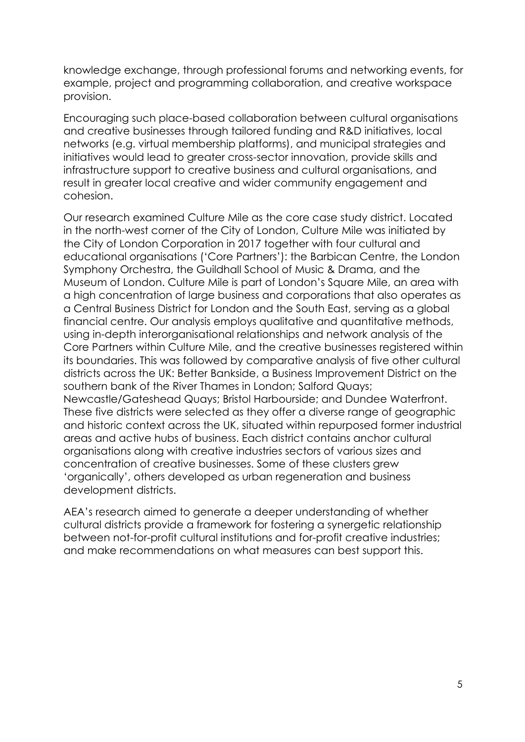knowledge exchange, through professional forums and networking events, for example, project and programming collaboration, and creative workspace provision.

Encouraging such place-based collaboration between cultural organisations and creative businesses through tailored funding and R&D initiatives, local networks (e.g. virtual membership platforms), and municipal strategies and initiatives would lead to greater cross-sector innovation, provide skills and infrastructure support to creative business and cultural organisations, and result in greater local creative and wider community engagement and cohesion.

Our research examined Culture Mile as the core case study district. Located in the north-west corner of the City of London, Culture Mile was initiated by the City of London Corporation in 2017 together with four cultural and educational organisations ('Core Partners'): the Barbican Centre, the London Symphony Orchestra, the Guildhall School of Music & Drama, and the Museum of London. Culture Mile is part of London's Square Mile, an area with a high concentration of large business and corporations that also operates as a Central Business District for London and the South East, serving as a global financial centre. Our analysis employs qualitative and quantitative methods, using in-depth interorganisational relationships and network analysis of the Core Partners within Culture Mile, and the creative businesses registered within its boundaries. This was followed by comparative analysis of five other cultural districts across the UK: Better Bankside, a Business Improvement District on the southern bank of the River Thames in London; Salford Quays; Newcastle/Gateshead Quays; Bristol Harbourside; and Dundee Waterfront. These five districts were selected as they offer a diverse range of geographic and historic context across the UK, situated within repurposed former industrial areas and active hubs of business. Each district contains anchor cultural organisations along with creative industries sectors of various sizes and concentration of creative businesses. Some of these clusters grew 'organically', others developed as urban regeneration and business development districts.

AEA's research aimed to generate a deeper understanding of whether cultural districts provide a framework for fostering a synergetic relationship between not-for-profit cultural institutions and for-profit creative industries; and make recommendations on what measures can best support this.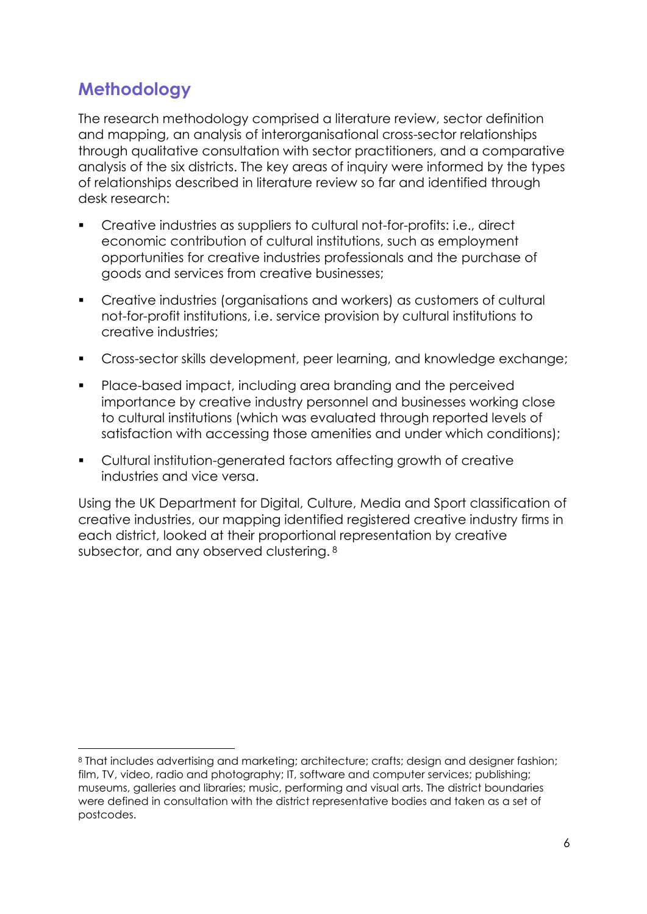## Methodology

The research methodology comprised a literature review, sector definition and mapping, an analysis of interorganisational cross-sector relationships through qualitative consultation with sector practitioners, and a comparative analysis of the six districts. The key areas of inquiry were informed by the types of relationships described in literature review so far and identified through desk research:

- Creative industries as suppliers to cultural not-for-profits: i.e., direct economic contribution of cultural institutions, such as employment opportunities for creative industries professionals and the purchase of goods and services from creative businesses;
- Creative industries (organisations and workers) as customers of cultural not-for-profit institutions, i.e. service provision by cultural institutions to creative industries;
- Cross-sector skills development, peer learning, and knowledge exchange;
- Place-based impact, including area branding and the perceived importance by creative industry personnel and businesses working close to cultural institutions (which was evaluated through reported levels of satisfaction with accessing those amenities and under which conditions);
- Cultural institution-generated factors affecting growth of creative industries and vice versa.

Using the UK Department for Digital, Culture, Media and Sport classification of creative industries, our mapping identified registered creative industry firms in each district, looked at their proportional representation by creative subsector, and any observed clustering. [8]

[8] That includes advertising and marketing; architecture; crafts; design and designer fashion; film, TV, video, radio and photography; IT, software and computer services; publishing; museums, galleries and libraries; music, performing and visual arts. The district boundaries were defined in consultation with the district representative bodies and taken as a set of postcodes.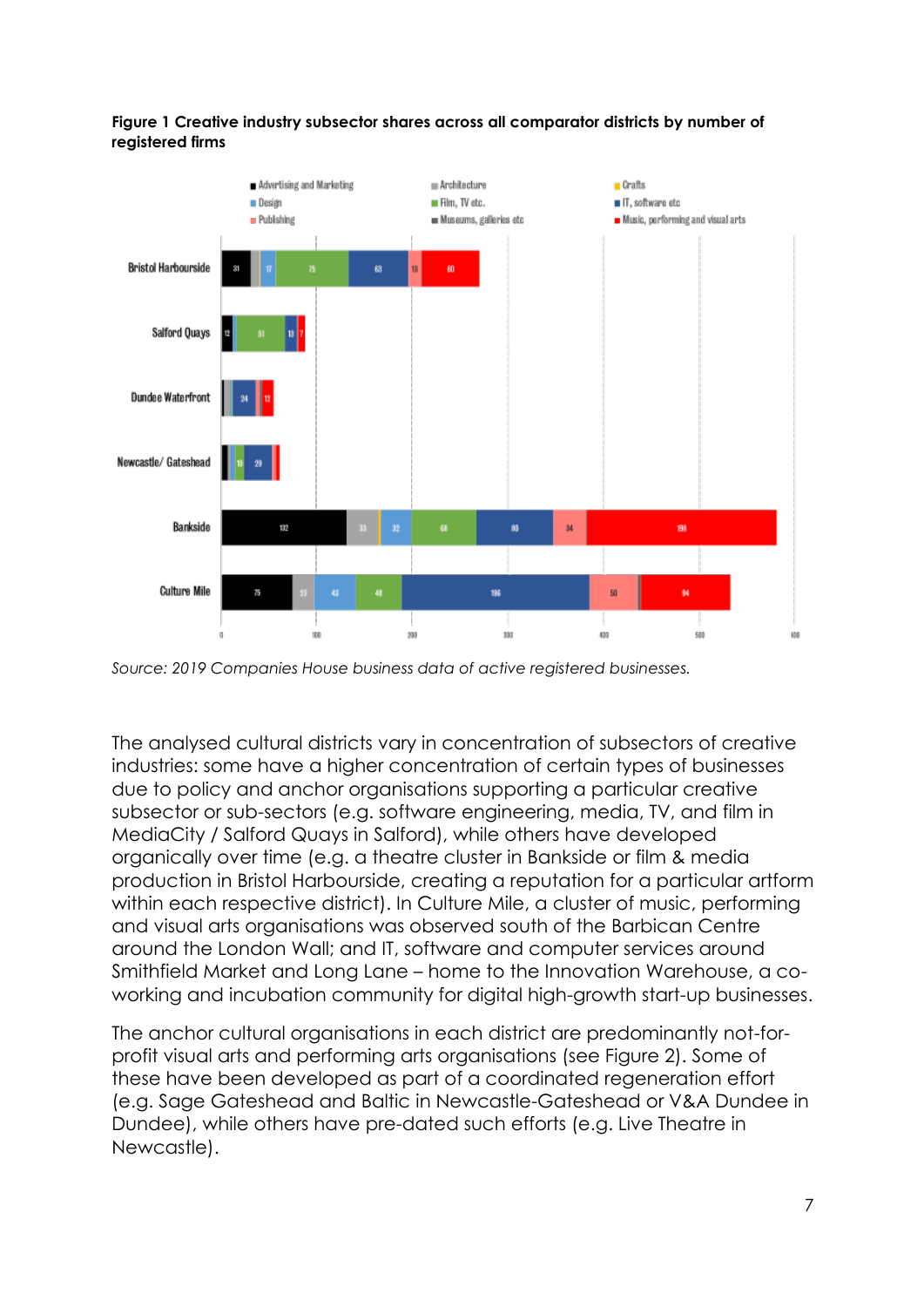**Figure 1 Creative industry subsector shares across all comparator districts by number of registered firms**

*Source: 2019 Companies House business data of active registered businesses.*

The analysed cultural districts vary in concentration of subsectors of creative industries: some have a higher concentration of certain types of businesses due to policy and anchor organisations supporting a particular creative subsector or sub-sectors (e.g. software engineering, media, TV, and film in MediaCity / Salford Quays in Salford), while others have developed organically over time (e.g. a theatre cluster in Bankside or film & media production in Bristol Harbourside, creating a reputation for a particular artform within each respective district). In Culture Mile, a cluster of music, performing and visual arts organisations was observed south of the Barbican Centre around the London Wall; and IT, software and computer services around Smithfield Market and Long Lane – home to the Innovation Warehouse, a co-working and incubation community for digital high-growth start-up businesses.

The anchor cultural organisations in each district are predominantly not-for-profit visual arts and performing arts organisations (see Figure 2). Some of these have been developed as part of a coordinated regeneration effort (e.g. Sage Gateshead and Baltic in Newcastle-Gateshead or V&A Dundee in Dundee), while others have pre-dated such efforts (e.g. Live Theatre in Newcastle).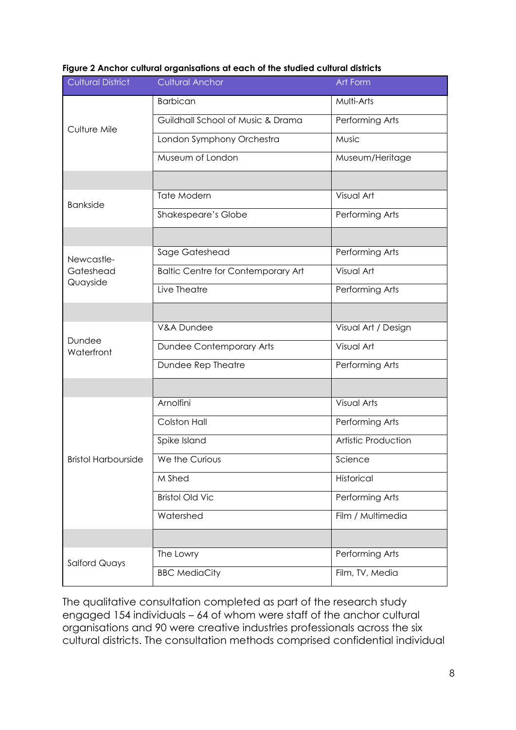**Figure 2 Anchor cultural organisations at each of the studied cultural districts**

| Cultural District | Cultural Anchor | Art Form |
|---|---|---|
| Culture Mile | Barbican | Multi-Arts |
| | Guildhall School of Music & Drama | Performing Arts |
| | London Symphony Orchestra | Music |
| | Museum of London | Museum/Heritage |
| | | |
| Bankside | Tate Modern | Visual Art |
| | Shakespeare's Globe | Performing Arts |
| | | |
| Newcastle-Gateshead Quayside | Sage Gateshead | Performing Arts |
| | Baltic Centre for Contemporary Art | Visual Art |
| | Live Theatre | Performing Arts |
| | | |
| Dundee Waterfront | V&A Dundee | Visual Art / Design |
| | Dundee Contemporary Arts | Visual Art |
| | Dundee Rep Theatre | Performing Arts |
| | | |
| Bristol Harbourside | Arnolfini | Visual Arts |
| | Colston Hall | Performing Arts |
| | Spike Island | Artistic Production |
| | We the Curious | Science |
| | M Shed | Historical |
| | Bristol Old Vic | Performing Arts |
| | Watershed | Film / Multimedia |
| | | |
| Salford Quays | The Lowry | Performing Arts |
| | BBC MediaCity | Film, TV, Media |

The qualitative consultation completed as part of the research study engaged 154 individuals – 64 of whom were staff of the anchor cultural organisations and 90 were creative industries professionals across the six cultural districts. The consultation methods comprised confidential individual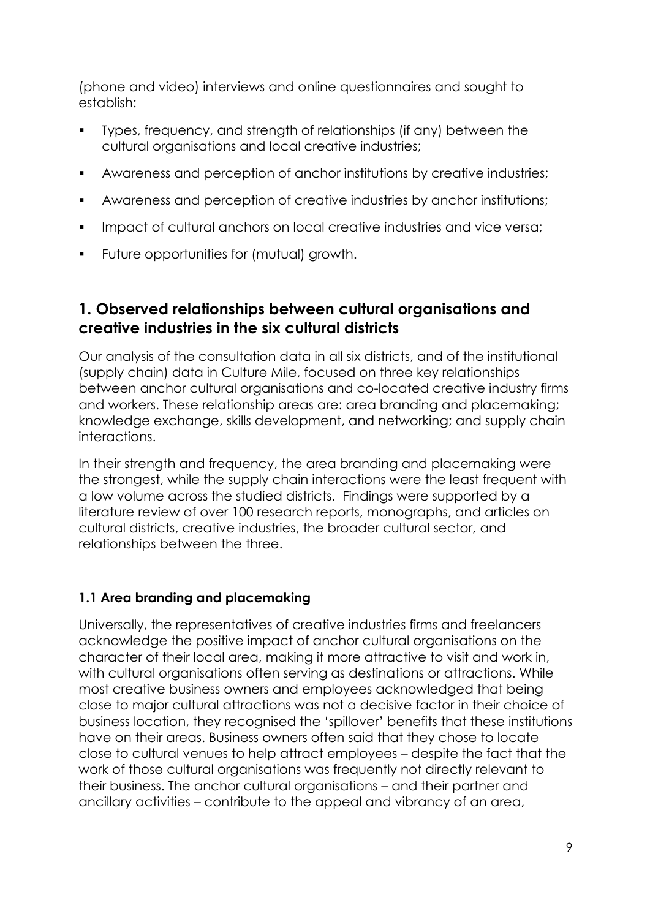(phone and video) interviews and online questionnaires and sought to establish:

- Types, frequency, and strength of relationships (if any) between the cultural organisations and local creative industries;
- Awareness and perception of anchor institutions by creative industries;
- Awareness and perception of creative industries by anchor institutions;
- Impact of cultural anchors on local creative industries and vice versa;
- Future opportunities for (mutual) growth.

## 1. Observed relationships between cultural organisations and creative industries in the six cultural districts

Our analysis of the consultation data in all six districts, and of the institutional (supply chain) data in Culture Mile, focused on three key relationships between anchor cultural organisations and co-located creative industry firms and workers. These relationship areas are: area branding and placemaking; knowledge exchange, skills development, and networking; and supply chain interactions.

In their strength and frequency, the area branding and placemaking were the strongest, while the supply chain interactions were the least frequent with a low volume across the studied districts. Findings were supported by a literature review of over 100 research reports, monographs, and articles on cultural districts, creative industries, the broader cultural sector, and relationships between the three.

### 1.1 Area branding and placemaking

Universally, the representatives of creative industries firms and freelancers acknowledge the positive impact of anchor cultural organisations on the character of their local area, making it more attractive to visit and work in, with cultural organisations often serving as destinations or attractions. While most creative business owners and employees acknowledged that being close to major cultural attractions was not a decisive factor in their choice of business location, they recognised the 'spillover' benefits that these institutions have on their areas. Business owners often said that they chose to locate close to cultural venues to help attract employees – despite the fact that the work of those cultural organisations was frequently not directly relevant to their business. The anchor cultural organisations – and their partner and ancillary activities – contribute to the appeal and vibrancy of an area,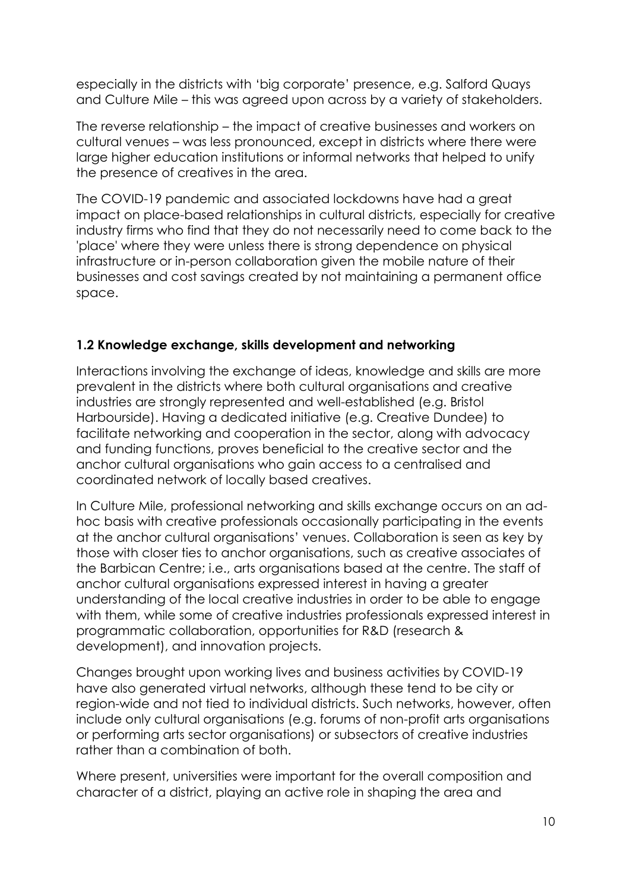especially in the districts with 'big corporate' presence, e.g. Salford Quays and Culture Mile – this was agreed upon across by a variety of stakeholders.

The reverse relationship – the impact of creative businesses and workers on cultural venues – was less pronounced, except in districts where there were large higher education institutions or informal networks that helped to unify the presence of creatives in the area.

The COVID-19 pandemic and associated lockdowns have had a great impact on place-based relationships in cultural districts, especially for creative industry firms who find that they do not necessarily need to come back to the 'place' where they were unless there is strong dependence on physical infrastructure or in-person collaboration given the mobile nature of their businesses and cost savings created by not maintaining a permanent office space.

### 1.2 Knowledge exchange, skills development and networking

Interactions involving the exchange of ideas, knowledge and skills are more prevalent in the districts where both cultural organisations and creative industries are strongly represented and well-established (e.g. Bristol Harbourside). Having a dedicated initiative (e.g. Creative Dundee) to facilitate networking and cooperation in the sector, along with advocacy and funding functions, proves beneficial to the creative sector and the anchor cultural organisations who gain access to a centralised and coordinated network of locally based creatives.

In Culture Mile, professional networking and skills exchange occurs on an ad-hoc basis with creative professionals occasionally participating in the events at the anchor cultural organisations' venues. Collaboration is seen as key by those with closer ties to anchor organisations, such as creative associates of the Barbican Centre; i.e., arts organisations based at the centre. The staff of anchor cultural organisations expressed interest in having a greater understanding of the local creative industries in order to be able to engage with them, while some of creative industries professionals expressed interest in programmatic collaboration, opportunities for R&D (research & development), and innovation projects.

Changes brought upon working lives and business activities by COVID-19 have also generated virtual networks, although these tend to be city or region-wide and not tied to individual districts. Such networks, however, often include only cultural organisations (e.g. forums of non-profit arts organisations or performing arts sector organisations) or subsectors of creative industries rather than a combination of both.

Where present, universities were important for the overall composition and character of a district, playing an active role in shaping the area and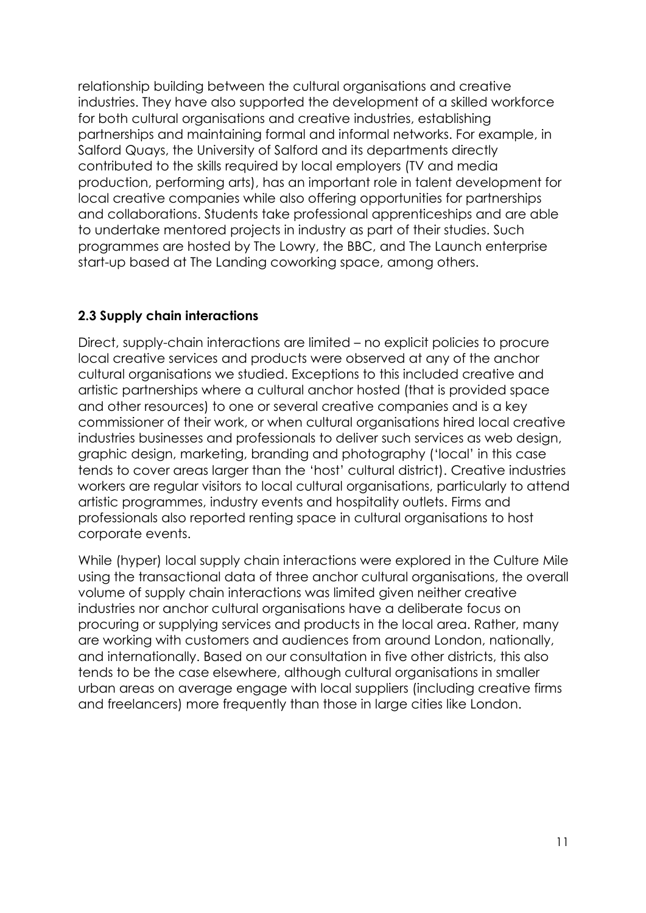relationship building between the cultural organisations and creative industries. They have also supported the development of a skilled workforce for both cultural organisations and creative industries, establishing partnerships and maintaining formal and informal networks. For example, in Salford Quays, the University of Salford and its departments directly contributed to the skills required by local employers (TV and media production, performing arts), has an important role in talent development for local creative companies while also offering opportunities for partnerships and collaborations. Students take professional apprenticeships and are able to undertake mentored projects in industry as part of their studies. Such programmes are hosted by The Lowry, the BBC, and The Launch enterprise start-up based at The Landing coworking space, among others.

### 2.3 Supply chain interactions

Direct, supply-chain interactions are limited – no explicit policies to procure local creative services and products were observed at any of the anchor cultural organisations we studied. Exceptions to this included creative and artistic partnerships where a cultural anchor hosted (that is provided space and other resources) to one or several creative companies and is a key commissioner of their work, or when cultural organisations hired local creative industries businesses and professionals to deliver such services as web design, graphic design, marketing, branding and photography ('local' in this case tends to cover areas larger than the 'host' cultural district). Creative industries workers are regular visitors to local cultural organisations, particularly to attend artistic programmes, industry events and hospitality outlets. Firms and professionals also reported renting space in cultural organisations to host corporate events.

While (hyper) local supply chain interactions were explored in the Culture Mile using the transactional data of three anchor cultural organisations, the overall volume of supply chain interactions was limited given neither creative industries nor anchor cultural organisations have a deliberate focus on procuring or supplying services and products in the local area. Rather, many are working with customers and audiences from around London, nationally, and internationally. Based on our consultation in five other districts, this also tends to be the case elsewhere, although cultural organisations in smaller urban areas on average engage with local suppliers (including creative firms and freelancers) more frequently than those in large cities like London.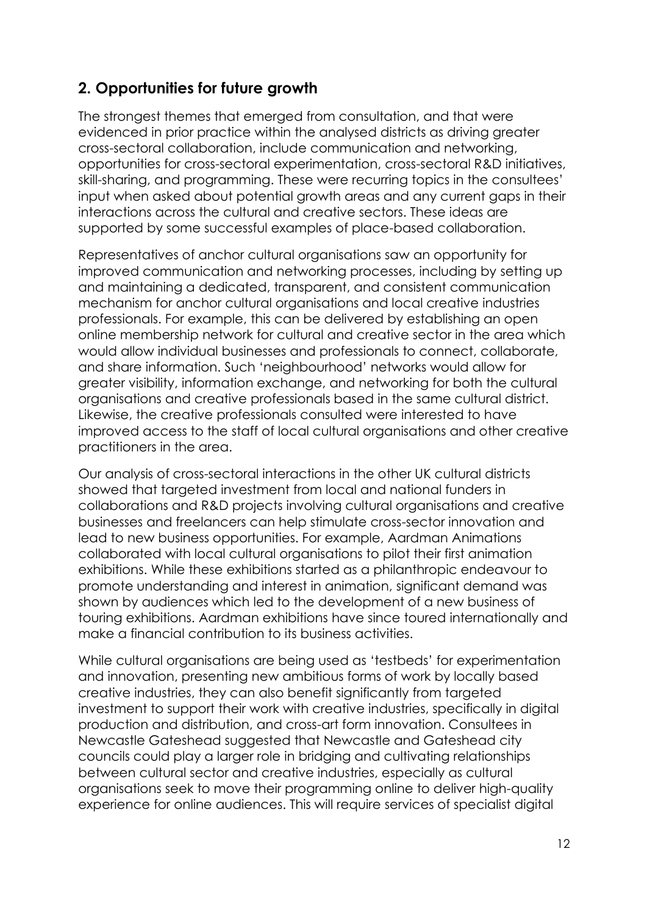## 2. Opportunities for future growth

The strongest themes that emerged from consultation, and that were evidenced in prior practice within the analysed districts as driving greater cross-sectoral collaboration, include communication and networking, opportunities for cross-sectoral experimentation, cross-sectoral R&D initiatives, skill-sharing, and programming. These were recurring topics in the consultees' input when asked about potential growth areas and any current gaps in their interactions across the cultural and creative sectors. These ideas are supported by some successful examples of place-based collaboration.

Representatives of anchor cultural organisations saw an opportunity for improved communication and networking processes, including by setting up and maintaining a dedicated, transparent, and consistent communication mechanism for anchor cultural organisations and local creative industries professionals. For example, this can be delivered by establishing an open online membership network for cultural and creative sector in the area which would allow individual businesses and professionals to connect, collaborate, and share information. Such 'neighbourhood' networks would allow for greater visibility, information exchange, and networking for both the cultural organisations and creative professionals based in the same cultural district. Likewise, the creative professionals consulted were interested to have improved access to the staff of local cultural organisations and other creative practitioners in the area.

Our analysis of cross-sectoral interactions in the other UK cultural districts showed that targeted investment from local and national funders in collaborations and R&D projects involving cultural organisations and creative businesses and freelancers can help stimulate cross-sector innovation and lead to new business opportunities. For example, Aardman Animations collaborated with local cultural organisations to pilot their first animation exhibitions. While these exhibitions started as a philanthropic endeavour to promote understanding and interest in animation, significant demand was shown by audiences which led to the development of a new business of touring exhibitions. Aardman exhibitions have since toured internationally and make a financial contribution to its business activities.

While cultural organisations are being used as 'testbeds' for experimentation and innovation, presenting new ambitious forms of work by locally based creative industries, they can also benefit significantly from targeted investment to support their work with creative industries, specifically in digital production and distribution, and cross-art form innovation. Consultees in Newcastle Gateshead suggested that Newcastle and Gateshead city councils could play a larger role in bridging and cultivating relationships between cultural sector and creative industries, especially as cultural organisations seek to move their programming online to deliver high-quality experience for online audiences. This will require services of specialist digital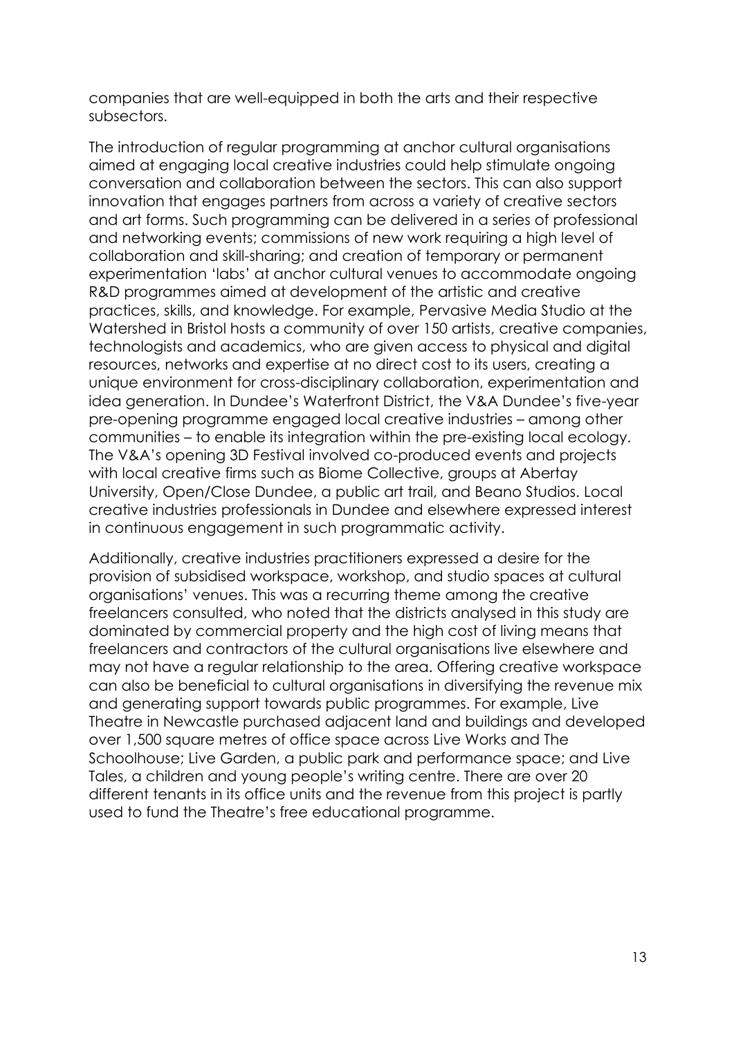companies that are well-equipped in both the arts and their respective subsectors.

The introduction of regular programming at anchor cultural organisations aimed at engaging local creative industries could help stimulate ongoing conversation and collaboration between the sectors. This can also support innovation that engages partners from across a variety of creative sectors and art forms. Such programming can be delivered in a series of professional and networking events; commissions of new work requiring a high level of collaboration and skill-sharing; and creation of temporary or permanent experimentation 'labs' at anchor cultural venues to accommodate ongoing R&D programmes aimed at development of the artistic and creative practices, skills, and knowledge. For example, Pervasive Media Studio at the Watershed in Bristol hosts a community of over 150 artists, creative companies, technologists and academics, who are given access to physical and digital resources, networks and expertise at no direct cost to its users, creating a unique environment for cross-disciplinary collaboration, experimentation and idea generation. In Dundee's Waterfront District, the V&A Dundee's five-year pre-opening programme engaged local creative industries – among other communities – to enable its integration within the pre-existing local ecology. The V&A's opening 3D Festival involved co-produced events and projects with local creative firms such as Biome Collective, groups at Abertay University, Open/Close Dundee, a public art trail, and Beano Studios. Local creative industries professionals in Dundee and elsewhere expressed interest in continuous engagement in such programmatic activity.

Additionally, creative industries practitioners expressed a desire for the provision of subsidised workspace, workshop, and studio spaces at cultural organisations' venues. This was a recurring theme among the creative freelancers consulted, who noted that the districts analysed in this study are dominated by commercial property and the high cost of living means that freelancers and contractors of the cultural organisations live elsewhere and may not have a regular relationship to the area. Offering creative workspace can also be beneficial to cultural organisations in diversifying the revenue mix and generating support towards public programmes. For example, Live Theatre in Newcastle purchased adjacent land and buildings and developed over 1,500 square metres of office space across Live Works and The Schoolhouse; Live Garden, a public park and performance space; and Live Tales, a children and young people's writing centre. There are over 20 different tenants in its office units and the revenue from this project is partly used to fund the Theatre's free educational programme.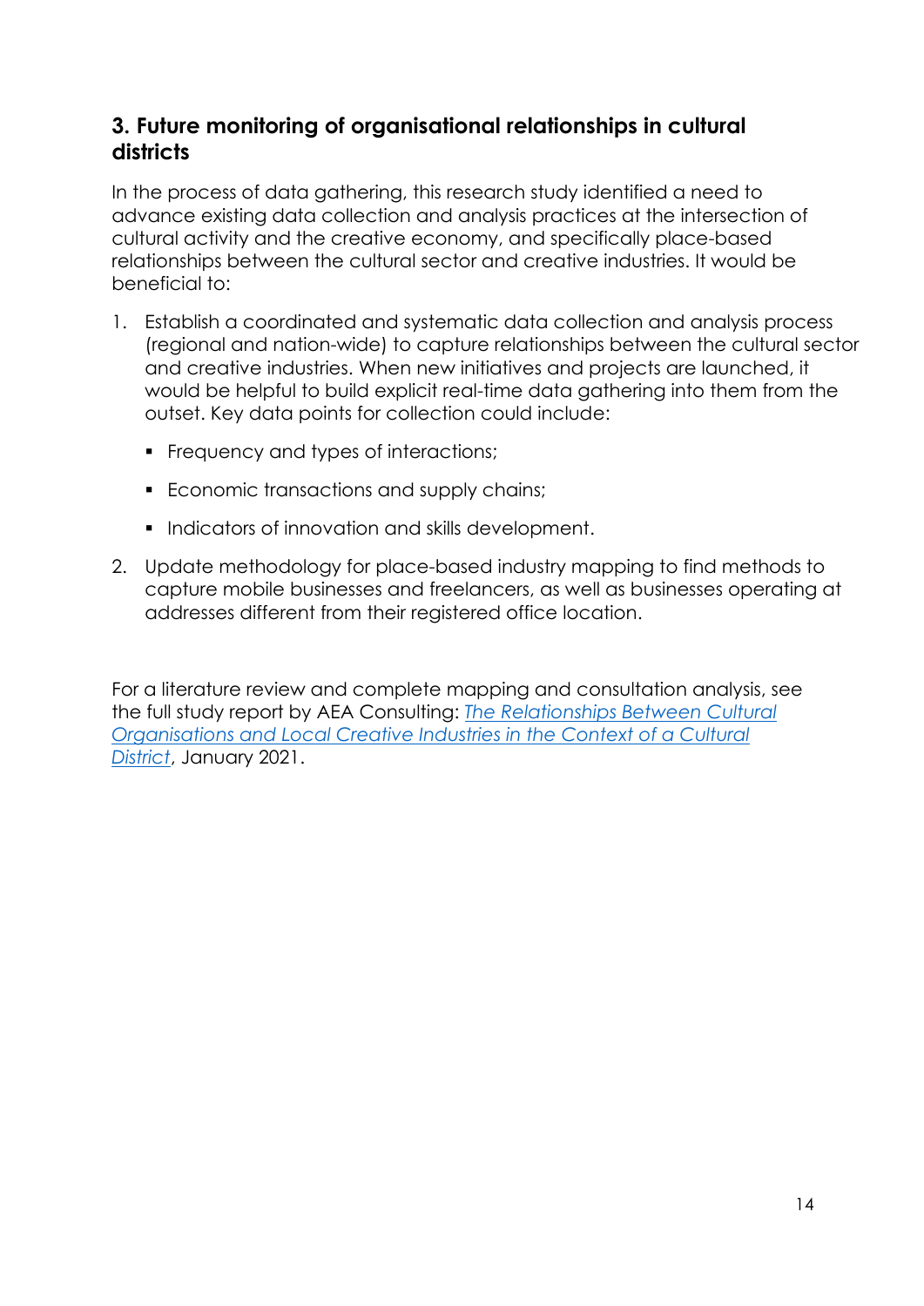## 3. Future monitoring of organisational relationships in cultural districts

In the process of data gathering, this research study identified a need to advance existing data collection and analysis practices at the intersection of cultural activity and the creative economy, and specifically place-based relationships between the cultural sector and creative industries. It would be beneficial to:

1. Establish a coordinated and systematic data collection and analysis process (regional and nation-wide) to capture relationships between the cultural sector and creative industries. When new initiatives and projects are launched, it would be helpful to build explicit real-time data gathering into them from the outset. Key data points for collection could include:
   - Frequency and types of interactions;
   - Economic transactions and supply chains;
   - Indicators of innovation and skills development.
2. Update methodology for place-based industry mapping to find methods to capture mobile businesses and freelancers, as well as businesses operating at addresses different from their registered office location.

For a literature review and complete mapping and consultation analysis, see the full study report by AEA Consulting: *The Relationships Between Cultural Organisations and Local Creative Industries in the Context of a Cultural District*, January 2021.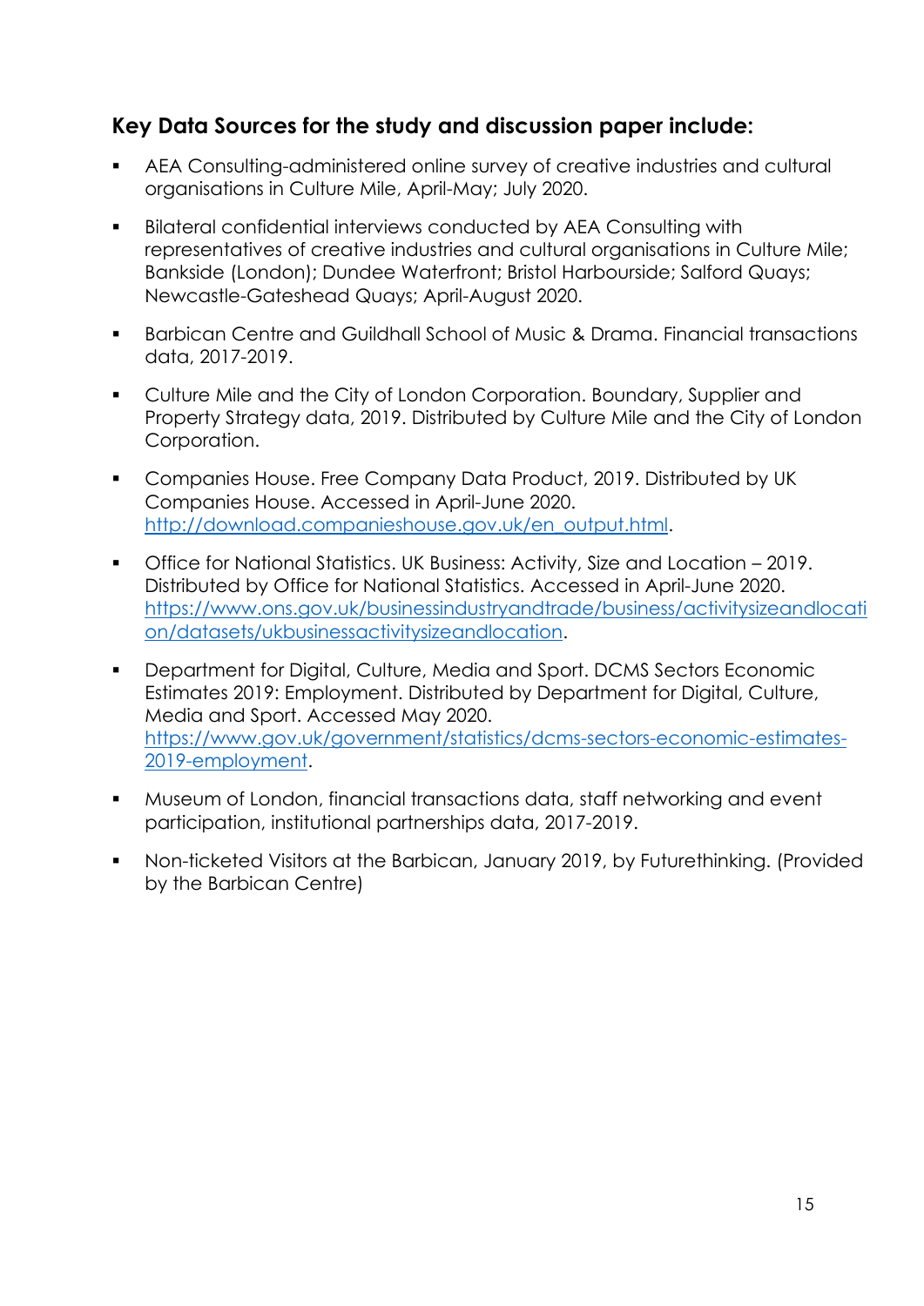## Key Data Sources for the study and discussion paper include:

- AEA Consulting-administered online survey of creative industries and cultural organisations in Culture Mile, April-May; July 2020.
- Bilateral confidential interviews conducted by AEA Consulting with representatives of creative industries and cultural organisations in Culture Mile; Bankside (London); Dundee Waterfront; Bristol Harbourside; Salford Quays; Newcastle-Gateshead Quays; April-August 2020.
- Barbican Centre and Guildhall School of Music & Drama. Financial transactions data, 2017-2019.
- Culture Mile and the City of London Corporation. Boundary, Supplier and Property Strategy data, 2019. Distributed by Culture Mile and the City of London Corporation.
- Companies House. Free Company Data Product, 2019. Distributed by UK Companies House. Accessed in April-June 2020. [http://download.companieshouse.gov.uk/en_output.html](http://download.companieshouse.gov.uk/en_output.html).
- Office for National Statistics. UK Business: Activity, Size and Location – 2019. Distributed by Office for National Statistics. Accessed in April-June 2020. [https://www.ons.gov.uk/businessindustryandtrade/business/activitysizeandlocation/datasets/ukbusinessactivitysizeandlocation](https://www.ons.gov.uk/businessindustryandtrade/business/activitysizeandlocation/datasets/ukbusinessactivitysizeandlocation).
- Department for Digital, Culture, Media and Sport. DCMS Sectors Economic Estimates 2019: Employment. Distributed by Department for Digital, Culture, Media and Sport. Accessed May 2020. [https://www.gov.uk/government/statistics/dcms-sectors-economic-estimates-2019-employment](https://www.gov.uk/government/statistics/dcms-sectors-economic-estimates-2019-employment).
- Museum of London, financial transactions data, staff networking and event participation, institutional partnerships data, 2017-2019.
- Non-ticketed Visitors at the Barbican, January 2019, by Futurethinking. (Provided by the Barbican Centre)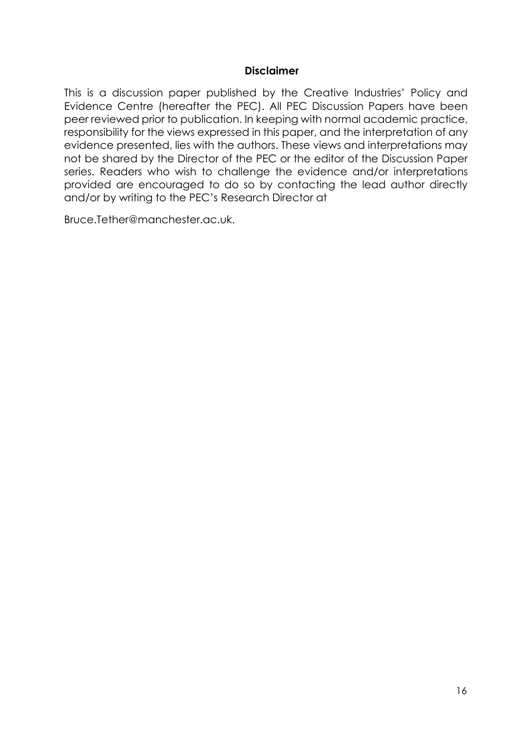## Disclaimer

This is a discussion paper published by the Creative Industries' Policy and Evidence Centre (hereafter the PEC). All PEC Discussion Papers have been peer reviewed prior to publication. In keeping with normal academic practice, responsibility for the views expressed in this paper, and the interpretation of any evidence presented, lies with the authors. These views and interpretations may not be shared by the Director of the PEC or the editor of the Discussion Paper series. Readers who wish to challenge the evidence and/or interpretations provided are encouraged to do so by contacting the lead author directly and/or by writing to the PEC's Research Director at

Bruce.Tether@manchester.ac.uk.